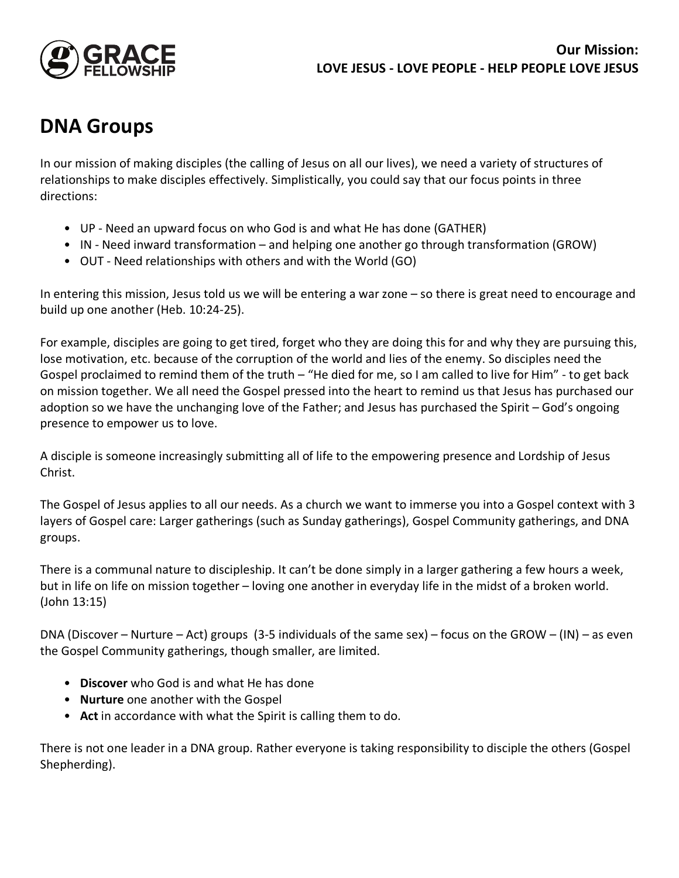**Our Mission:**
**LOVE JESUS - LOVE PEOPLE - HELP PEOPLE LOVE JESUS**

# DNA Groups

In our mission of making disciples (the calling of Jesus on all our lives), we need a variety of structures of relationships to make disciples effectively. Simplistically, you could say that our focus points in three directions:

- UP - Need an upward focus on who God is and what He has done (GATHER)
- IN - Need inward transformation – and helping one another go through transformation (GROW)
- OUT - Need relationships with others and with the World (GO)

In entering this mission, Jesus told us we will be entering a war zone – so there is great need to encourage and build up one another (Heb. 10:24-25).

For example, disciples are going to get tired, forget who they are doing this for and why they are pursuing this, lose motivation, etc. because of the corruption of the world and lies of the enemy. So disciples need the Gospel proclaimed to remind them of the truth – "He died for me, so I am called to live for Him" - to get back on mission together. We all need the Gospel pressed into the heart to remind us that Jesus has purchased our adoption so we have the unchanging love of the Father; and Jesus has purchased the Spirit – God's ongoing presence to empower us to love.

A disciple is someone increasingly submitting all of life to the empowering presence and Lordship of Jesus Christ.

The Gospel of Jesus applies to all our needs. As a church we want to immerse you into a Gospel context with 3 layers of Gospel care: Larger gatherings (such as Sunday gatherings), Gospel Community gatherings, and DNA groups.

There is a communal nature to discipleship. It can't be done simply in a larger gathering a few hours a week, but in life on life on mission together – loving one another in everyday life in the midst of a broken world. (John 13:15)

DNA (Discover – Nurture – Act) groups (3-5 individuals of the same sex) – focus on the GROW – (IN) – as even the Gospel Community gatherings, though smaller, are limited.

- **Discover** who God is and what He has done
- **Nurture** one another with the Gospel
- **Act** in accordance with what the Spirit is calling them to do.

There is not one leader in a DNA group. Rather everyone is taking responsibility to disciple the others (Gospel Shepherding).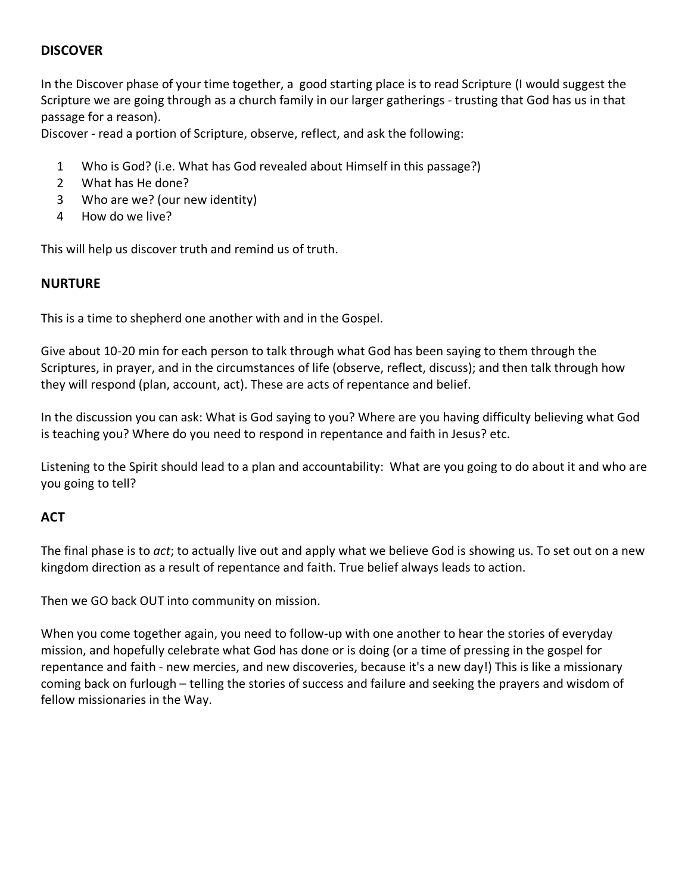**DISCOVER**

In the Discover phase of your time together, a good starting place is to read Scripture (I would suggest the Scripture we are going through as a church family in our larger gatherings - trusting that God has us in that passage for a reason).

Discover - read a portion of Scripture, observe, reflect, and ask the following:

1. Who is God? (i.e. What has God revealed about Himself in this passage?)
2. What has He done?
3. Who are we? (our new identity)
4. How do we live?

This will help us discover truth and remind us of truth.

**NURTURE**

This is a time to shepherd one another with and in the Gospel.

Give about 10-20 min for each person to talk through what God has been saying to them through the Scriptures, in prayer, and in the circumstances of life (observe, reflect, discuss); and then talk through how they will respond (plan, account, act). These are acts of repentance and belief.

In the discussion you can ask: What is God saying to you? Where are you having difficulty believing what God is teaching you? Where do you need to respond in repentance and faith in Jesus? etc.

Listening to the Spirit should lead to a plan and accountability: What are you going to do about it and who are you going to tell?

**ACT**

The final phase is to *act*; to actually live out and apply what we believe God is showing us. To set out on a new kingdom direction as a result of repentance and faith. True belief always leads to action.

Then we GO back OUT into community on mission.

When you come together again, you need to follow-up with one another to hear the stories of everyday mission, and hopefully celebrate what God has done or is doing (or a time of pressing in the gospel for repentance and faith - new mercies, and new discoveries, because it's a new day!) This is like a missionary coming back on furlough – telling the stories of success and failure and seeking the prayers and wisdom of fellow missionaries in the Way.